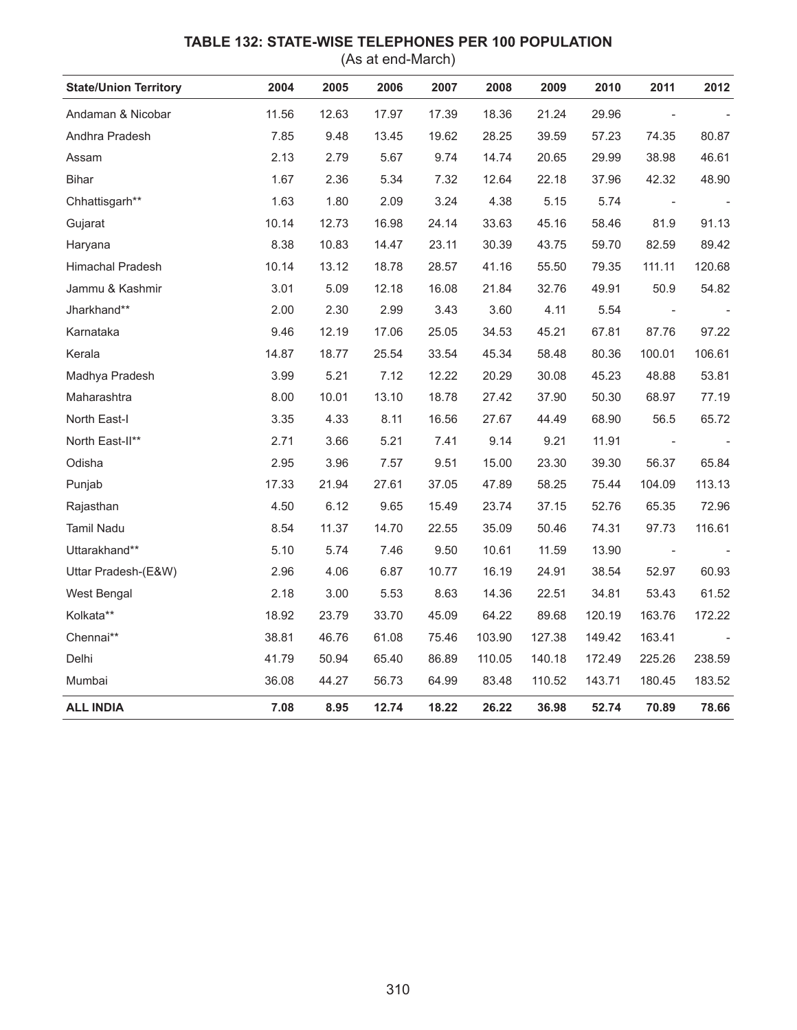## TABLE 132: STATE-WISE TELEPHONES PER 100 POPULATION

(As at end-March)

| State/Union Territory | 2004 | 2005 | 2006 | 2007 | 2008 | 2009 | 2010 | 2011 | 2012 |
|---|---|---|---|---|---|---|---|---|---|
| Andaman & Nicobar | 11.56 | 12.63 | 17.97 | 17.39 | 18.36 | 21.24 | 29.96 | - | - |
| Andhra Pradesh | 7.85 | 9.48 | 13.45 | 19.62 | 28.25 | 39.59 | 57.23 | 74.35 | 80.87 |
| Assam | 2.13 | 2.79 | 5.67 | 9.74 | 14.74 | 20.65 | 29.99 | 38.98 | 46.61 |
| Bihar | 1.67 | 2.36 | 5.34 | 7.32 | 12.64 | 22.18 | 37.96 | 42.32 | 48.90 |
| Chhattisgarh** | 1.63 | 1.80 | 2.09 | 3.24 | 4.38 | 5.15 | 5.74 | - | - |
| Gujarat | 10.14 | 12.73 | 16.98 | 24.14 | 33.63 | 45.16 | 58.46 | 81.9 | 91.13 |
| Haryana | 8.38 | 10.83 | 14.47 | 23.11 | 30.39 | 43.75 | 59.70 | 82.59 | 89.42 |
| Himachal Pradesh | 10.14 | 13.12 | 18.78 | 28.57 | 41.16 | 55.50 | 79.35 | 111.11 | 120.68 |
| Jammu & Kashmir | 3.01 | 5.09 | 12.18 | 16.08 | 21.84 | 32.76 | 49.91 | 50.9 | 54.82 |
| Jharkhand** | 2.00 | 2.30 | 2.99 | 3.43 | 3.60 | 4.11 | 5.54 | - | - |
| Karnataka | 9.46 | 12.19 | 17.06 | 25.05 | 34.53 | 45.21 | 67.81 | 87.76 | 97.22 |
| Kerala | 14.87 | 18.77 | 25.54 | 33.54 | 45.34 | 58.48 | 80.36 | 100.01 | 106.61 |
| Madhya Pradesh | 3.99 | 5.21 | 7.12 | 12.22 | 20.29 | 30.08 | 45.23 | 48.88 | 53.81 |
| Maharashtra | 8.00 | 10.01 | 13.10 | 18.78 | 27.42 | 37.90 | 50.30 | 68.97 | 77.19 |
| North East-I | 3.35 | 4.33 | 8.11 | 16.56 | 27.67 | 44.49 | 68.90 | 56.5 | 65.72 |
| North East-II** | 2.71 | 3.66 | 5.21 | 7.41 | 9.14 | 9.21 | 11.91 | - | - |
| Odisha | 2.95 | 3.96 | 7.57 | 9.51 | 15.00 | 23.30 | 39.30 | 56.37 | 65.84 |
| Punjab | 17.33 | 21.94 | 27.61 | 37.05 | 47.89 | 58.25 | 75.44 | 104.09 | 113.13 |
| Rajasthan | 4.50 | 6.12 | 9.65 | 15.49 | 23.74 | 37.15 | 52.76 | 65.35 | 72.96 |
| Tamil Nadu | 8.54 | 11.37 | 14.70 | 22.55 | 35.09 | 50.46 | 74.31 | 97.73 | 116.61 |
| Uttarakhand** | 5.10 | 5.74 | 7.46 | 9.50 | 10.61 | 11.59 | 13.90 | - | - |
| Uttar Pradesh-(E&W) | 2.96 | 4.06 | 6.87 | 10.77 | 16.19 | 24.91 | 38.54 | 52.97 | 60.93 |
| West Bengal | 2.18 | 3.00 | 5.53 | 8.63 | 14.36 | 22.51 | 34.81 | 53.43 | 61.52 |
| Kolkata** | 18.92 | 23.79 | 33.70 | 45.09 | 64.22 | 89.68 | 120.19 | 163.76 | 172.22 |
| Chennai** | 38.81 | 46.76 | 61.08 | 75.46 | 103.90 | 127.38 | 149.42 | 163.41 | - |
| Delhi | 41.79 | 50.94 | 65.40 | 86.89 | 110.05 | 140.18 | 172.49 | 225.26 | 238.59 |
| Mumbai | 36.08 | 44.27 | 56.73 | 64.99 | 83.48 | 110.52 | 143.71 | 180.45 | 183.52 |
| **ALL INDIA** | **7.08** | **8.95** | **12.74** | **18.22** | **26.22** | **36.98** | **52.74** | **70.89** | **78.66** |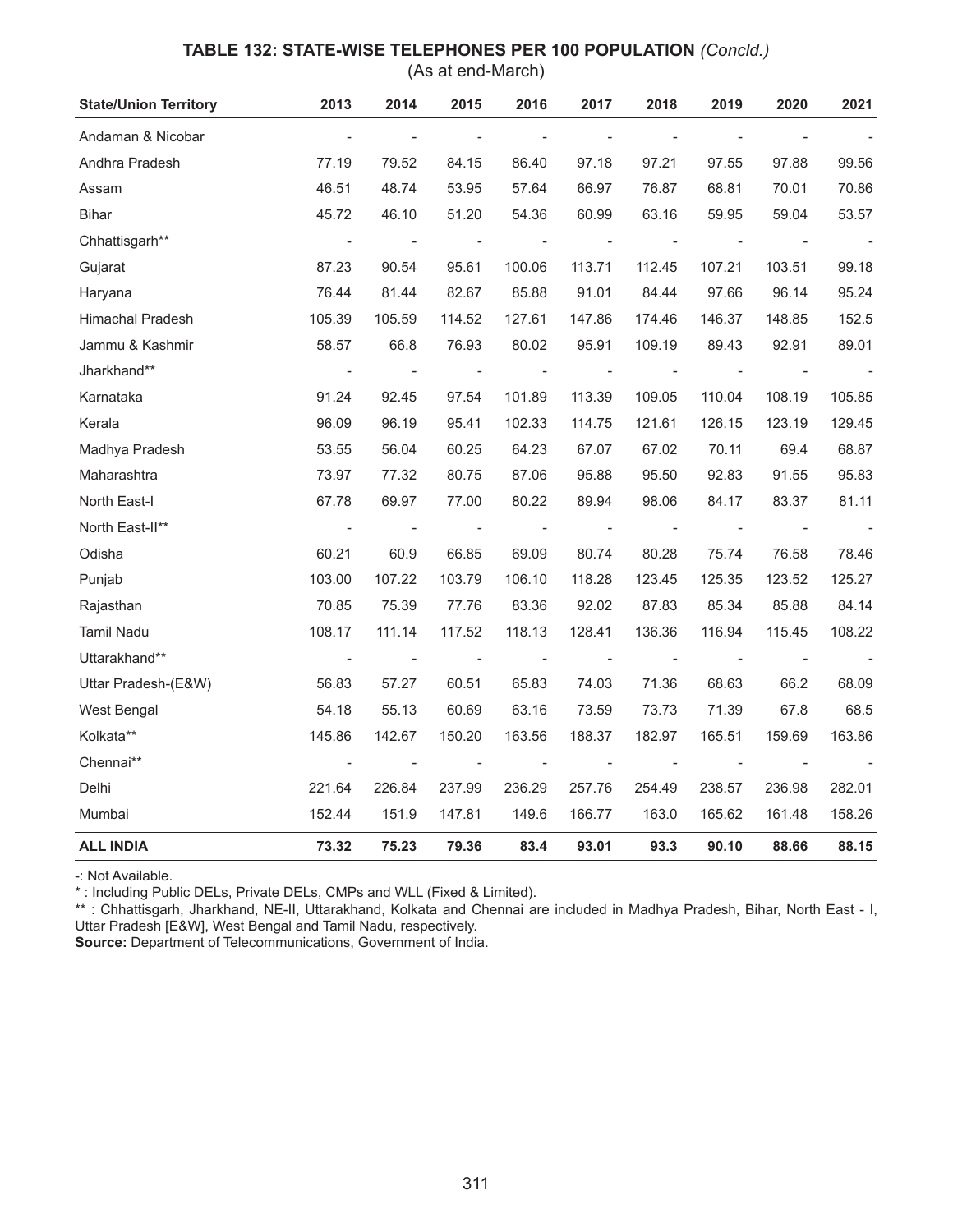**TABLE 132: STATE-WISE TELEPHONES PER 100 POPULATION** *(Concld.)*

(As at end-March)

| State/Union Territory | 2013 | 2014 | 2015 | 2016 | 2017 | 2018 | 2019 | 2020 | 2021 |
|---|---|---|---|---|---|---|---|---|---|
| Andaman & Nicobar | - | - | - | - | - | - | - | - | - |
| Andhra Pradesh | 77.19 | 79.52 | 84.15 | 86.40 | 97.18 | 97.21 | 97.55 | 97.88 | 99.56 |
| Assam | 46.51 | 48.74 | 53.95 | 57.64 | 66.97 | 76.87 | 68.81 | 70.01 | 70.86 |
| Bihar | 45.72 | 46.10 | 51.20 | 54.36 | 60.99 | 63.16 | 59.95 | 59.04 | 53.57 |
| Chhattisgarh** | - | - | - | - | - | - | - | - | - |
| Gujarat | 87.23 | 90.54 | 95.61 | 100.06 | 113.71 | 112.45 | 107.21 | 103.51 | 99.18 |
| Haryana | 76.44 | 81.44 | 82.67 | 85.88 | 91.01 | 84.44 | 97.66 | 96.14 | 95.24 |
| Himachal Pradesh | 105.39 | 105.59 | 114.52 | 127.61 | 147.86 | 174.46 | 146.37 | 148.85 | 152.5 |
| Jammu & Kashmir | 58.57 | 66.8 | 76.93 | 80.02 | 95.91 | 109.19 | 89.43 | 92.91 | 89.01 |
| Jharkhand** | - | - | - | - | - | - | - | - | - |
| Karnataka | 91.24 | 92.45 | 97.54 | 101.89 | 113.39 | 109.05 | 110.04 | 108.19 | 105.85 |
| Kerala | 96.09 | 96.19 | 95.41 | 102.33 | 114.75 | 121.61 | 126.15 | 123.19 | 129.45 |
| Madhya Pradesh | 53.55 | 56.04 | 60.25 | 64.23 | 67.07 | 67.02 | 70.11 | 69.4 | 68.87 |
| Maharashtra | 73.97 | 77.32 | 80.75 | 87.06 | 95.88 | 95.50 | 92.83 | 91.55 | 95.83 |
| North East-I | 67.78 | 69.97 | 77.00 | 80.22 | 89.94 | 98.06 | 84.17 | 83.37 | 81.11 |
| North East-II** | - | - | - | - | - | - | - | - | - |
| Odisha | 60.21 | 60.9 | 66.85 | 69.09 | 80.74 | 80.28 | 75.74 | 76.58 | 78.46 |
| Punjab | 103.00 | 107.22 | 103.79 | 106.10 | 118.28 | 123.45 | 125.35 | 123.52 | 125.27 |
| Rajasthan | 70.85 | 75.39 | 77.76 | 83.36 | 92.02 | 87.83 | 85.34 | 85.88 | 84.14 |
| Tamil Nadu | 108.17 | 111.14 | 117.52 | 118.13 | 128.41 | 136.36 | 116.94 | 115.45 | 108.22 |
| Uttarakhand** | - | - | - | - | - | - | - | - | - |
| Uttar Pradesh-(E&W) | 56.83 | 57.27 | 60.51 | 65.83 | 74.03 | 71.36 | 68.63 | 66.2 | 68.09 |
| West Bengal | 54.18 | 55.13 | 60.69 | 63.16 | 73.59 | 73.73 | 71.39 | 67.8 | 68.5 |
| Kolkata** | 145.86 | 142.67 | 150.20 | 163.56 | 188.37 | 182.97 | 165.51 | 159.69 | 163.86 |
| Chennai** | - | - | - | - | - | - | - | - | - |
| Delhi | 221.64 | 226.84 | 237.99 | 236.29 | 257.76 | 254.49 | 238.57 | 236.98 | 282.01 |
| Mumbai | 152.44 | 151.9 | 147.81 | 149.6 | 166.77 | 163.0 | 165.62 | 161.48 | 158.26 |
| **ALL INDIA** | **73.32** | **75.23** | **79.36** | **83.4** | **93.01** | **93.3** | **90.10** | **88.66** | **88.15** |

-: Not Available.

* : Including Public DELs, Private DELs, CMPs and WLL (Fixed & Limited).

** : Chhattisgarh, Jharkhand, NE-II, Uttarakhand, Kolkata and Chennai are included in Madhya Pradesh, Bihar, North East - I, Uttar Pradesh [E&W], West Bengal and Tamil Nadu, respectively.

**Source:** Department of Telecommunications, Government of India.